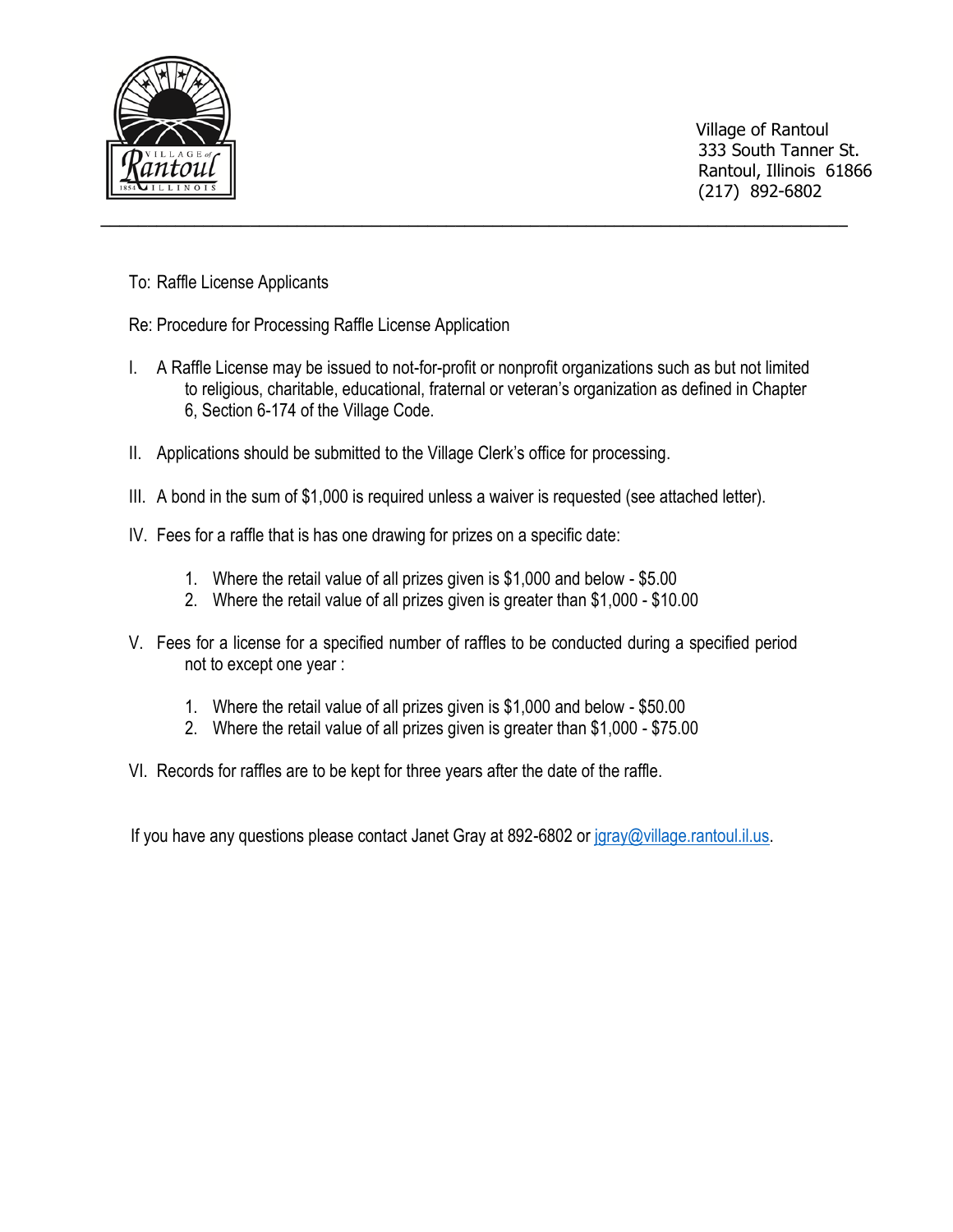Village of Rantoul
333 South Tanner St.
Rantoul, Illinois 61866
(217) 892-6802

---

To: Raffle License Applicants

Re: Procedure for Processing Raffle License Application

I. A Raffle License may be issued to not-for-profit or nonprofit organizations such as but not limited to religious, charitable, educational, fraternal or veteran's organization as defined in Chapter 6, Section 6-174 of the Village Code.

II. Applications should be submitted to the Village Clerk's office for processing.

III. A bond in the sum of $1,000 is required unless a waiver is requested (see attached letter).

IV. Fees for a raffle that is has one drawing for prizes on a specific date:

1. Where the retail value of all prizes given is $1,000 and below - $5.00
2. Where the retail value of all prizes given is greater than $1,000 - $10.00

V. Fees for a license for a specified number of raffles to be conducted during a specified period not to except one year :

1. Where the retail value of all prizes given is $1,000 and below - $50.00
2. Where the retail value of all prizes given is greater than $1,000 - $75.00

VI. Records for raffles are to be kept for three years after the date of the raffle.

If you have any questions please contact Janet Gray at 892-6802 or jgray@village.rantoul.il.us.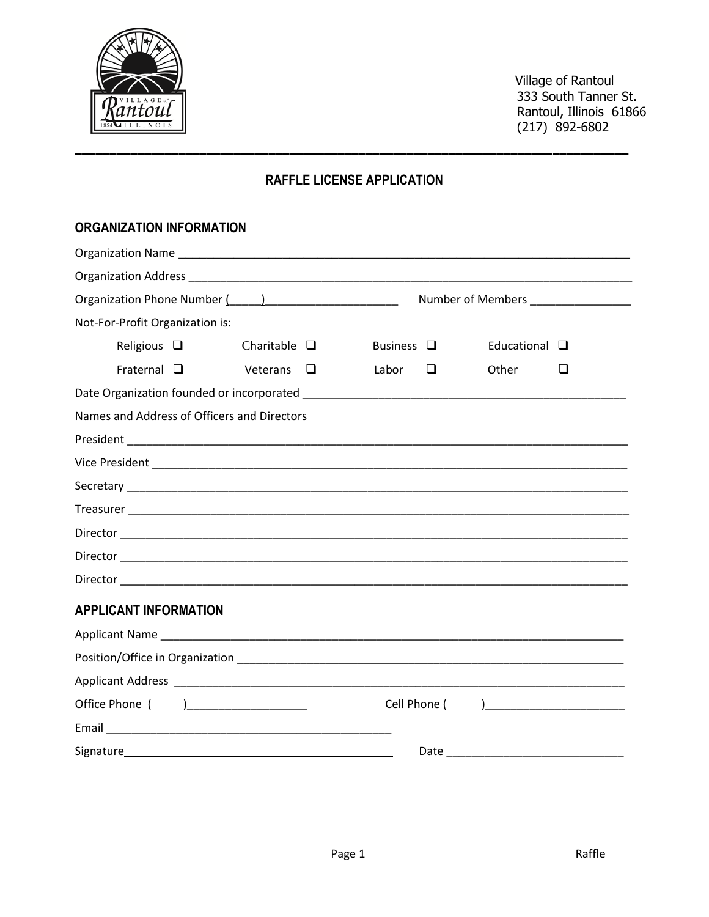Village of Rantoul
333 South Tanner St.
Rantoul, Illinois 61866
(217) 892-6802

---

## RAFFLE LICENSE APPLICATION

### ORGANIZATION INFORMATION

Organization Name ______________________________________________________________

Organization Address ____________________________________________________________

Organization Phone Number (_____)______________________ Number of Members ________________

Not-For-Profit Organization is:

| | | | |
|---|---|---|---|
| Religious ☐ | Charitable ☐ | Business ☐ | Educational ☐ |
| Fraternal ☐ | Veterans ☐ | Labor ☐ | Other ☐ |

Date Organization founded or incorporated ____________________________________________

Names and Address of Officers and Directors

President ______________________________________________________________________

Vice President __________________________________________________________________

Secretary ______________________________________________________________________

Treasurer ______________________________________________________________________

Director _______________________________________________________________________

Director _______________________________________________________________________

Director _______________________________________________________________________

### APPLICANT INFORMATION

Applicant Name _________________________________________________________________

Position/Office in Organization ___________________________________________________

Applicant Address _______________________________________________________________

Office Phone (_____)____________________ Cell Phone (_____)______________________

Email _______________________________________________

Signature_____________________________________________ Date ____________________________

Raffle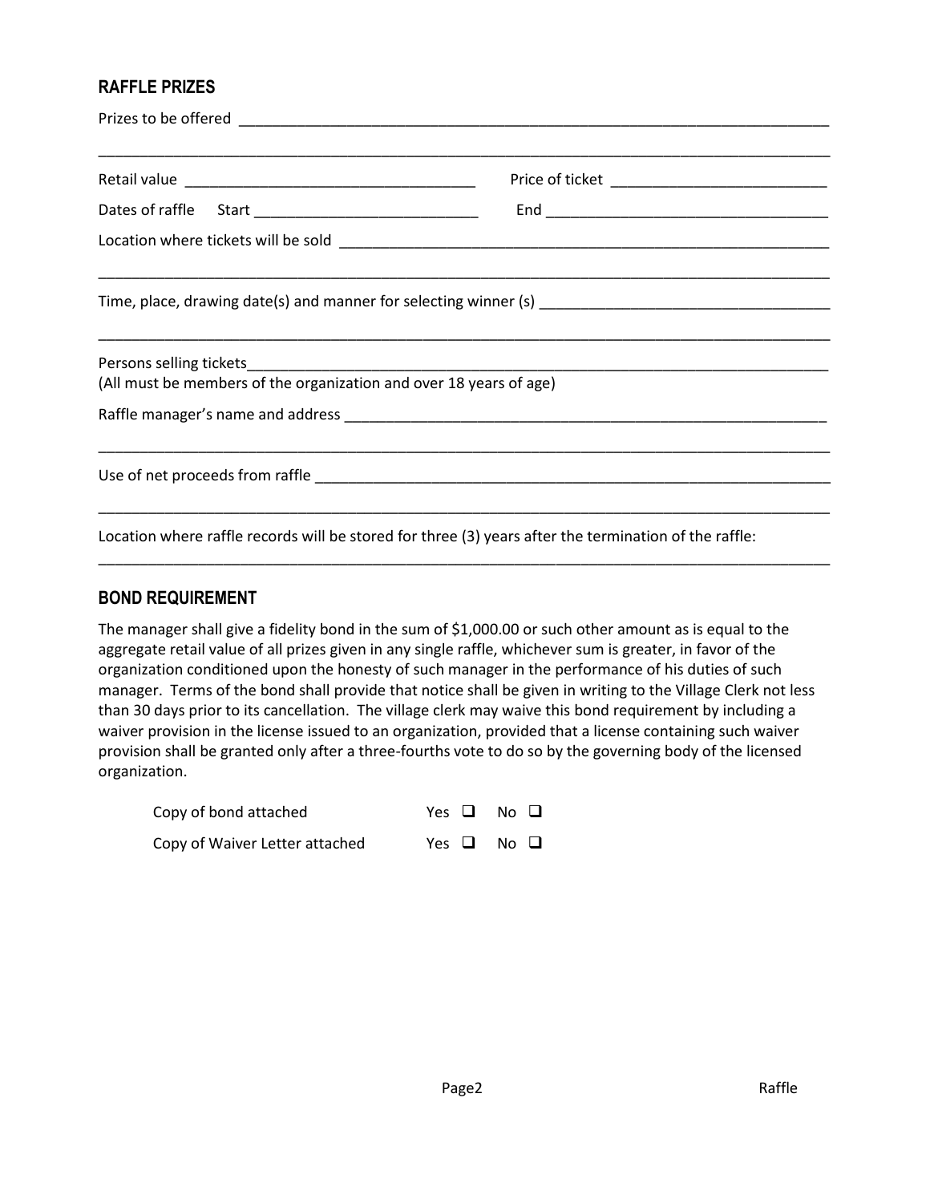## RAFFLE PRIZES

Prizes to be offered ___________________________________________________________________________

_____________________________________________________________________________________________

Retail value ___________________________________ Price of ticket ___________________________

Dates of raffle Start ____________________________ End ___________________________________

Location where tickets will be sold _______________________________________________________

_____________________________________________________________________________________________

Time, place, drawing date(s) and manner for selecting winner (s) ____________________________________

_____________________________________________________________________________________________

Persons selling tickets_________________________________________________________________________

(All must be members of the organization and over 18 years of age)

Raffle manager's name and address _______________________________________________________

_____________________________________________________________________________________________

Use of net proceeds from raffle _________________________________________________________

_____________________________________________________________________________________________

Location where raffle records will be stored for three (3) years after the termination of the raffle:

_____________________________________________________________________________________________

## BOND REQUIREMENT

The manager shall give a fidelity bond in the sum of $1,000.00 or such other amount as is equal to the aggregate retail value of all prizes given in any single raffle, whichever sum is greater, in favor of the organization conditioned upon the honesty of such manager in the performance of his duties of such manager. Terms of the bond shall provide that notice shall be given in writing to the Village Clerk not less than 30 days prior to its cancellation. The village clerk may waive this bond requirement by including a waiver provision in the license issued to an organization, provided that a license containing such waiver provision shall be granted only after a three-fourths vote to do so by the governing body of the licensed organization.

Copy of bond attached Yes ☐ No ☐

Copy of Waiver Letter attached Yes ☐ No ☐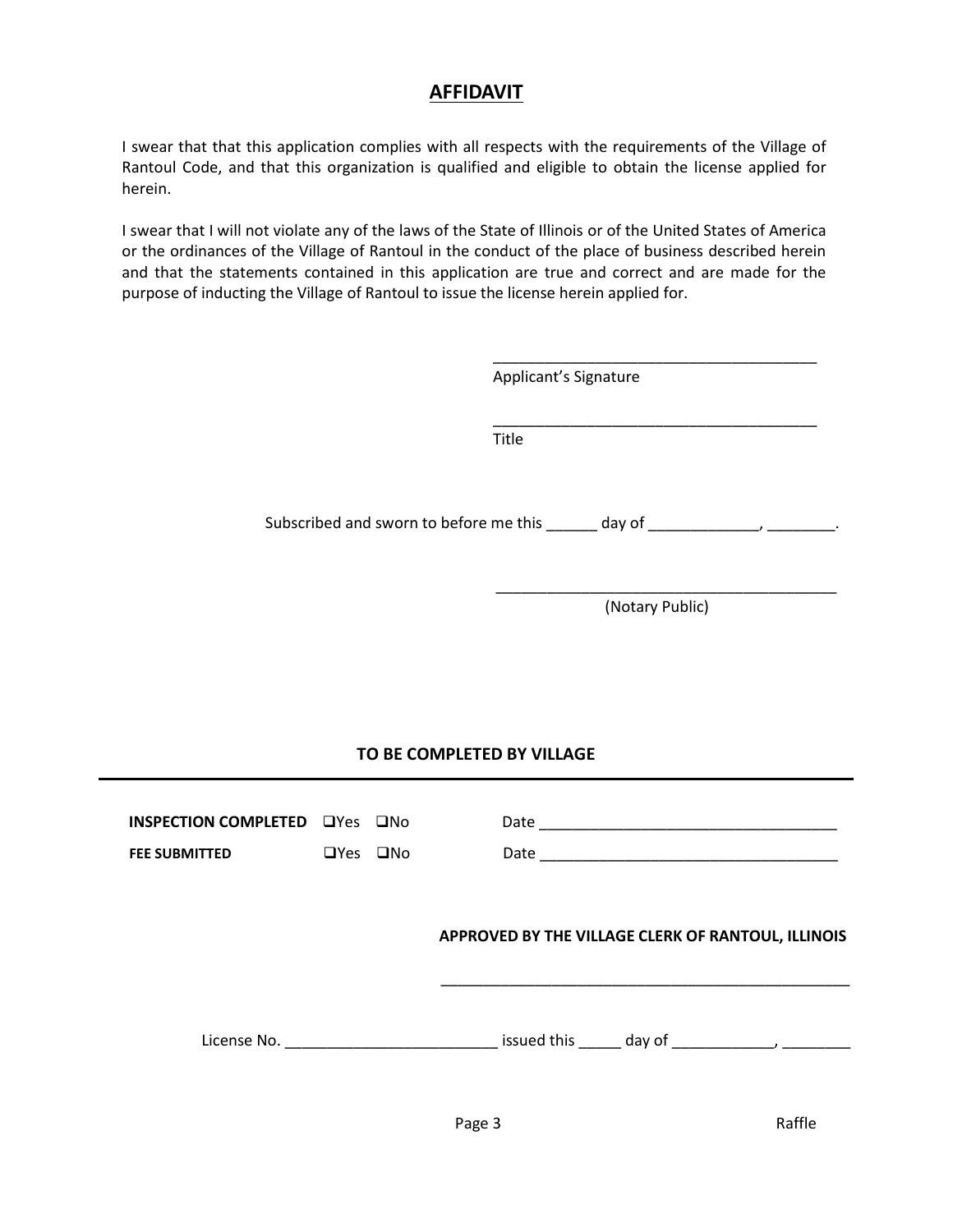## AFFIDAVIT

I swear that that this application complies with all respects with the requirements of the Village of Rantoul Code, and that this organization is qualified and eligible to obtain the license applied for herein.

I swear that I will not violate any of the laws of the State of Illinois or of the United States of America or the ordinances of the Village of Rantoul in the conduct of the place of business described herein and that the statements contained in this application are true and correct and are made for the purpose of inducting the Village of Rantoul to issue the license herein applied for.

_______________________________________
Applicant's Signature

_______________________________________
Title

Subscribed and sworn to before me this ______ day of _____________, ________.

_________________________________________
(Notary Public)

**TO BE COMPLETED BY VILLAGE**

---

**INSPECTION COMPLETED** ❑Yes ❑No Date ___________________________________

**FEE SUBMITTED** ❑Yes ❑No Date ___________________________________

**APPROVED BY THE VILLAGE CLERK OF RANTOUL, ILLINOIS**

__________________________________________________

License No. _________________________ issued this _____ day of ____________, ________

Raffle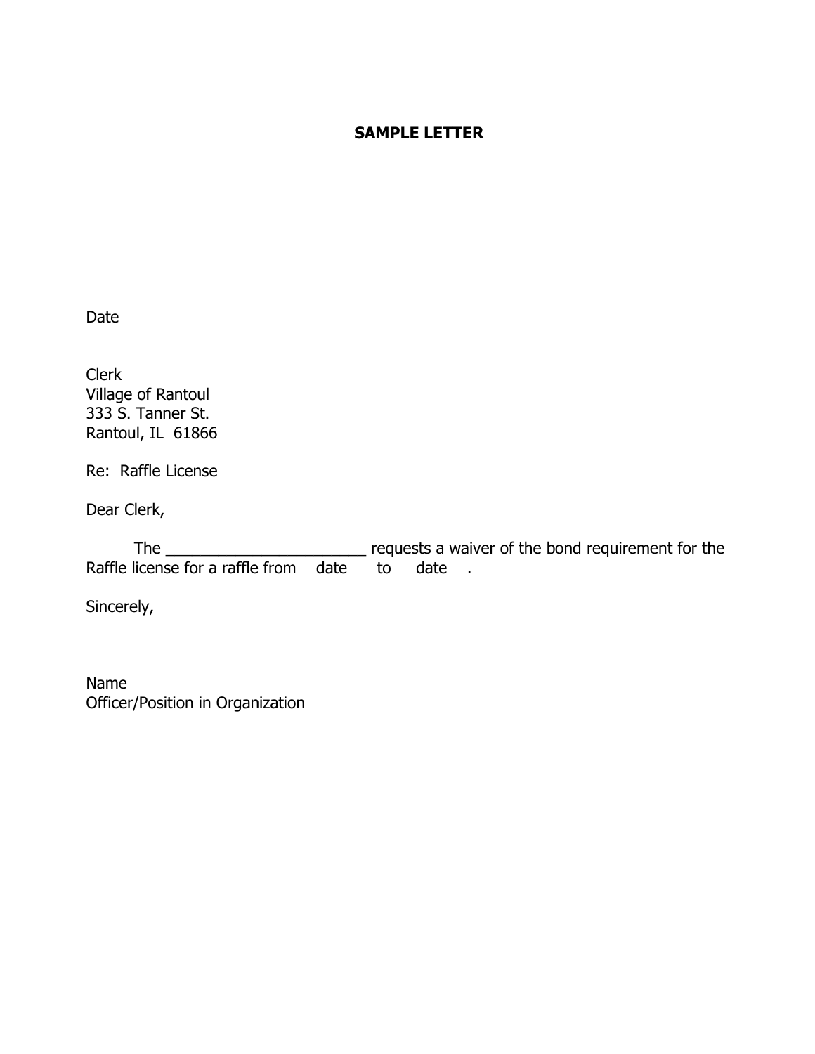**SAMPLE LETTER**

Date

Clerk
Village of Rantoul
333 S. Tanner St.
Rantoul, IL  61866

Re:  Raffle License

Dear Clerk,

The ________________________ requests a waiver of the bond requirement for the Raffle license for a raffle from __date__ to __date__.

Sincerely,

Name
Officer/Position in Organization